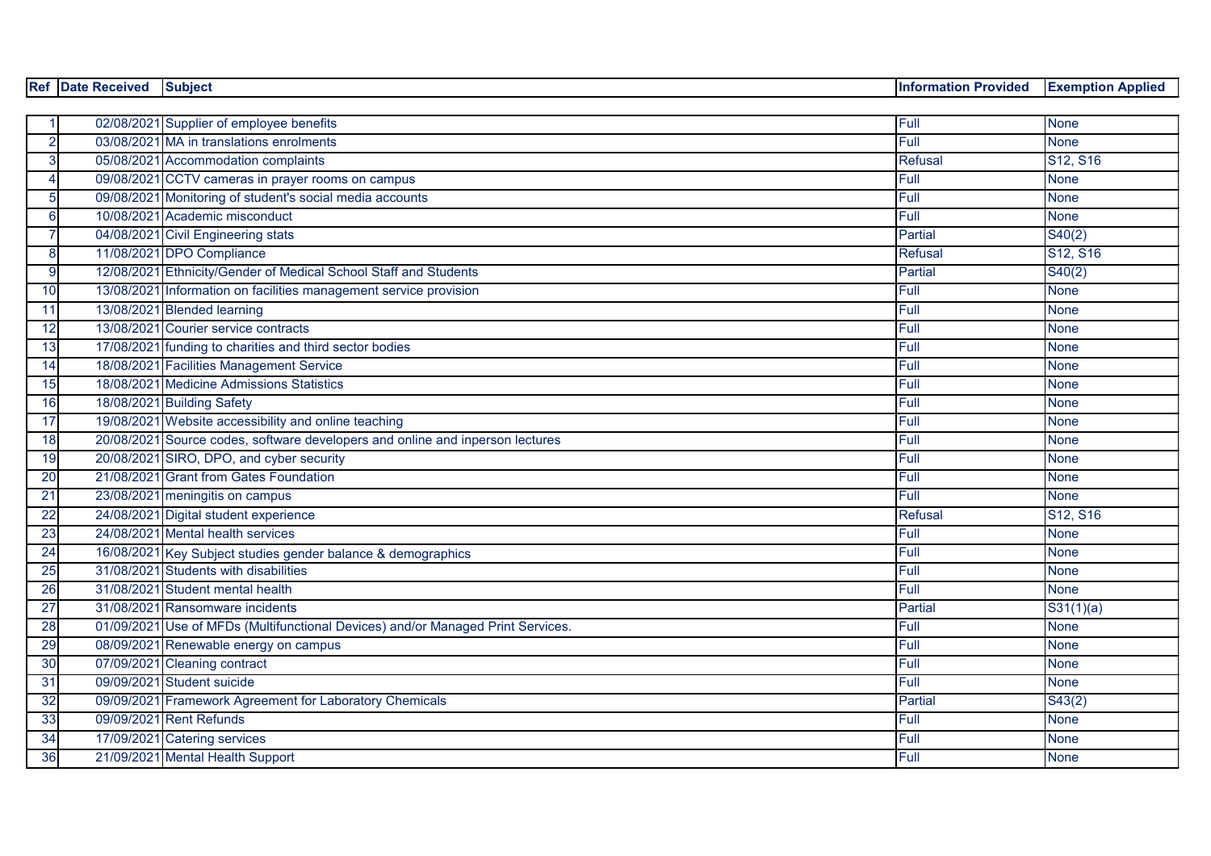| Ref | Date Received | Subject | Information Provided | Exemption Applied |
|---|---|---|---|---|
| 1 | 02/08/2021 | Supplier of employee benefits | Full | None |
| 2 | 03/08/2021 | MA in translations enrolments | Full | None |
| 3 | 05/08/2021 | Accommodation complaints | Refusal | S12, S16 |
| 4 | 09/08/2021 | CCTV cameras in prayer rooms on campus | Full | None |
| 5 | 09/08/2021 | Monitoring of student's social media accounts | Full | None |
| 6 | 10/08/2021 | Academic misconduct | Full | None |
| 7 | 04/08/2021 | Civil Engineering stats | Partial | S40(2) |
| 8 | 11/08/2021 | DPO Compliance | Refusal | S12, S16 |
| 9 | 12/08/2021 | Ethnicity/Gender of Medical School Staff and Students | Partial | S40(2) |
| 10 | 13/08/2021 | Information on facilities management service provision | Full | None |
| 11 | 13/08/2021 | Blended learning | Full | None |
| 12 | 13/08/2021 | Courier service contracts | Full | None |
| 13 | 17/08/2021 | funding to charities and third sector bodies | Full | None |
| 14 | 18/08/2021 | Facilities Management Service | Full | None |
| 15 | 18/08/2021 | Medicine Admissions Statistics | Full | None |
| 16 | 18/08/2021 | Building Safety | Full | None |
| 17 | 19/08/2021 | Website accessibility and online teaching | Full | None |
| 18 | 20/08/2021 | Source codes, software developers and online and inperson lectures | Full | None |
| 19 | 20/08/2021 | SIRO, DPO, and cyber security | Full | None |
| 20 | 21/08/2021 | Grant from Gates Foundation | Full | None |
| 21 | 23/08/2021 | meningitis on campus | Full | None |
| 22 | 24/08/2021 | Digital student experience | Refusal | S12, S16 |
| 23 | 24/08/2021 | Mental health services | Full | None |
| 24 | 16/08/2021 | Key Subject studies gender balance & demographics | Full | None |
| 25 | 31/08/2021 | Students with disabilities | Full | None |
| 26 | 31/08/2021 | Student mental health | Full | None |
| 27 | 31/08/2021 | Ransomware incidents | Partial | S31(1)(a) |
| 28 | 01/09/2021 | Use of MFDs (Multifunctional Devices) and/or Managed Print Services. | Full | None |
| 29 | 08/09/2021 | Renewable energy on campus | Full | None |
| 30 | 07/09/2021 | Cleaning contract | Full | None |
| 31 | 09/09/2021 | Student suicide | Full | None |
| 32 | 09/09/2021 | Framework Agreement for Laboratory Chemicals | Partial | S43(2) |
| 33 | 09/09/2021 | Rent Refunds | Full | None |
| 34 | 17/09/2021 | Catering services | Full | None |
| 36 | 21/09/2021 | Mental Health Support | Full | None |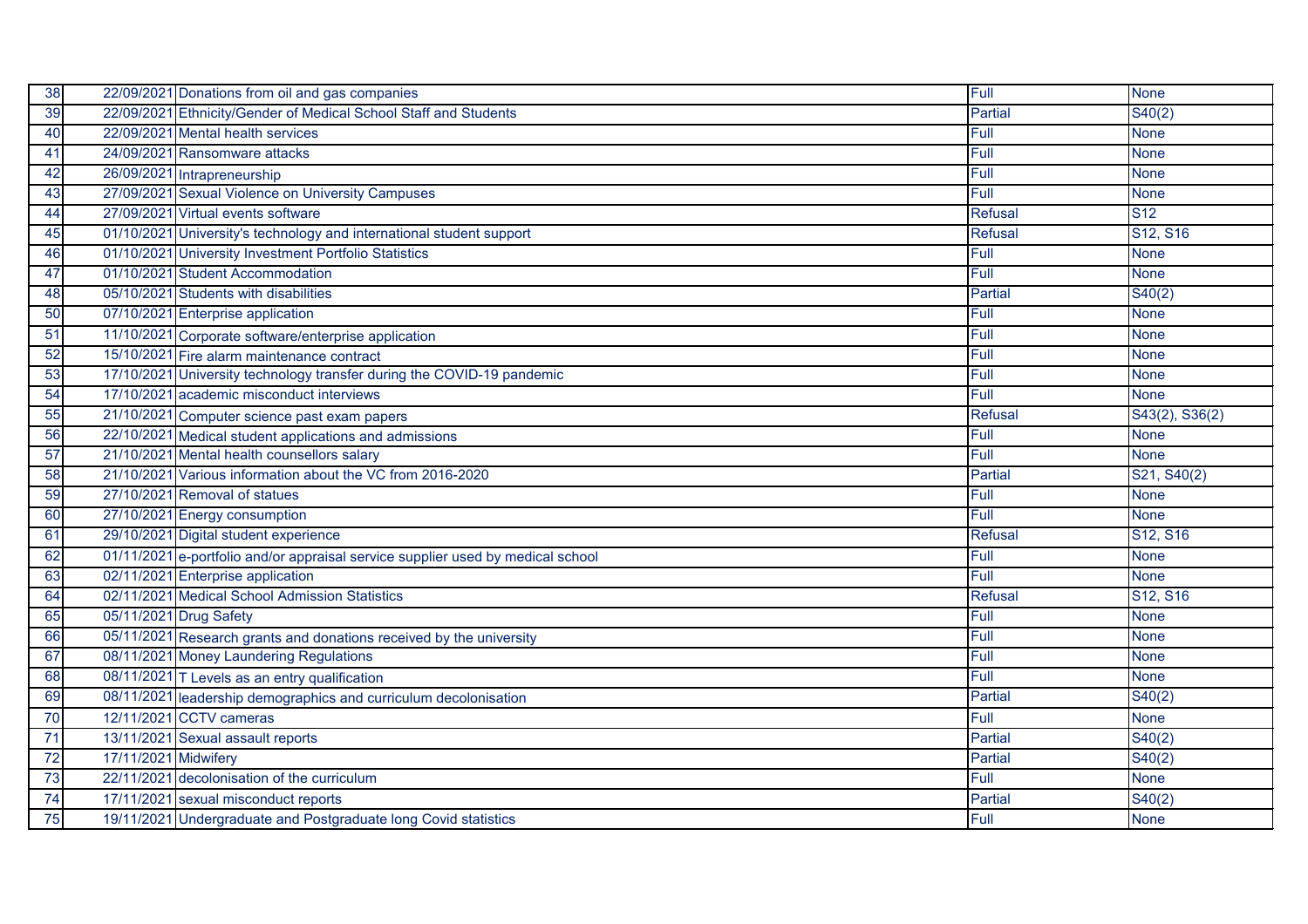| | | | | |
|---|---|---|---|---|
| 38 | 22/09/2021 | Donations from oil and gas companies | Full | None |
| 39 | 22/09/2021 | Ethnicity/Gender of Medical School Staff and Students | Partial | S40(2) |
| 40 | 22/09/2021 | Mental health services | Full | None |
| 41 | 24/09/2021 | Ransomware attacks | Full | None |
| 42 | 26/09/2021 | Intrapreneurship | Full | None |
| 43 | 27/09/2021 | Sexual Violence on University Campuses | Full | None |
| 44 | 27/09/2021 | Virtual events software | Refusal | S12 |
| 45 | 01/10/2021 | University's technology and international student support | Refusal | S12, S16 |
| 46 | 01/10/2021 | University Investment Portfolio Statistics | Full | None |
| 47 | 01/10/2021 | Student Accommodation | Full | None |
| 48 | 05/10/2021 | Students with disabilities | Partial | S40(2) |
| 50 | 07/10/2021 | Enterprise application | Full | None |
| 51 | 11/10/2021 | Corporate software/enterprise application | Full | None |
| 52 | 15/10/2021 | Fire alarm maintenance contract | Full | None |
| 53 | 17/10/2021 | University technology transfer during the COVID-19 pandemic | Full | None |
| 54 | 17/10/2021 | academic misconduct interviews | Full | None |
| 55 | 21/10/2021 | Computer science past exam papers | Refusal | S43(2), S36(2) |
| 56 | 22/10/2021 | Medical student applications and admissions | Full | None |
| 57 | 21/10/2021 | Mental health counsellors salary | Full | None |
| 58 | 21/10/2021 | Various information about the VC from 2016-2020 | Partial | S21, S40(2) |
| 59 | 27/10/2021 | Removal of statues | Full | None |
| 60 | 27/10/2021 | Energy consumption | Full | None |
| 61 | 29/10/2021 | Digital student experience | Refusal | S12, S16 |
| 62 | 01/11/2021 | e-portfolio and/or appraisal service supplier used by medical school | Full | None |
| 63 | 02/11/2021 | Enterprise application | Full | None |
| 64 | 02/11/2021 | Medical School Admission Statistics | Refusal | S12, S16 |
| 65 | 05/11/2021 | Drug Safety | Full | None |
| 66 | 05/11/2021 | Research grants and donations received by the university | Full | None |
| 67 | 08/11/2021 | Money Laundering Regulations | Full | None |
| 68 | 08/11/2021 | T Levels as an entry qualification | Full | None |
| 69 | 08/11/2021 | leadership demographics and curriculum decolonisation | Partial | S40(2) |
| 70 | 12/11/2021 | CCTV cameras | Full | None |
| 71 | 13/11/2021 | Sexual assault reports | Partial | S40(2) |
| 72 | 17/11/2021 | Midwifery | Partial | S40(2) |
| 73 | 22/11/2021 | decolonisation of the curriculum | Full | None |
| 74 | 17/11/2021 | sexual misconduct reports | Partial | S40(2) |
| 75 | 19/11/2021 | Undergraduate and Postgraduate long Covid statistics | Full | None |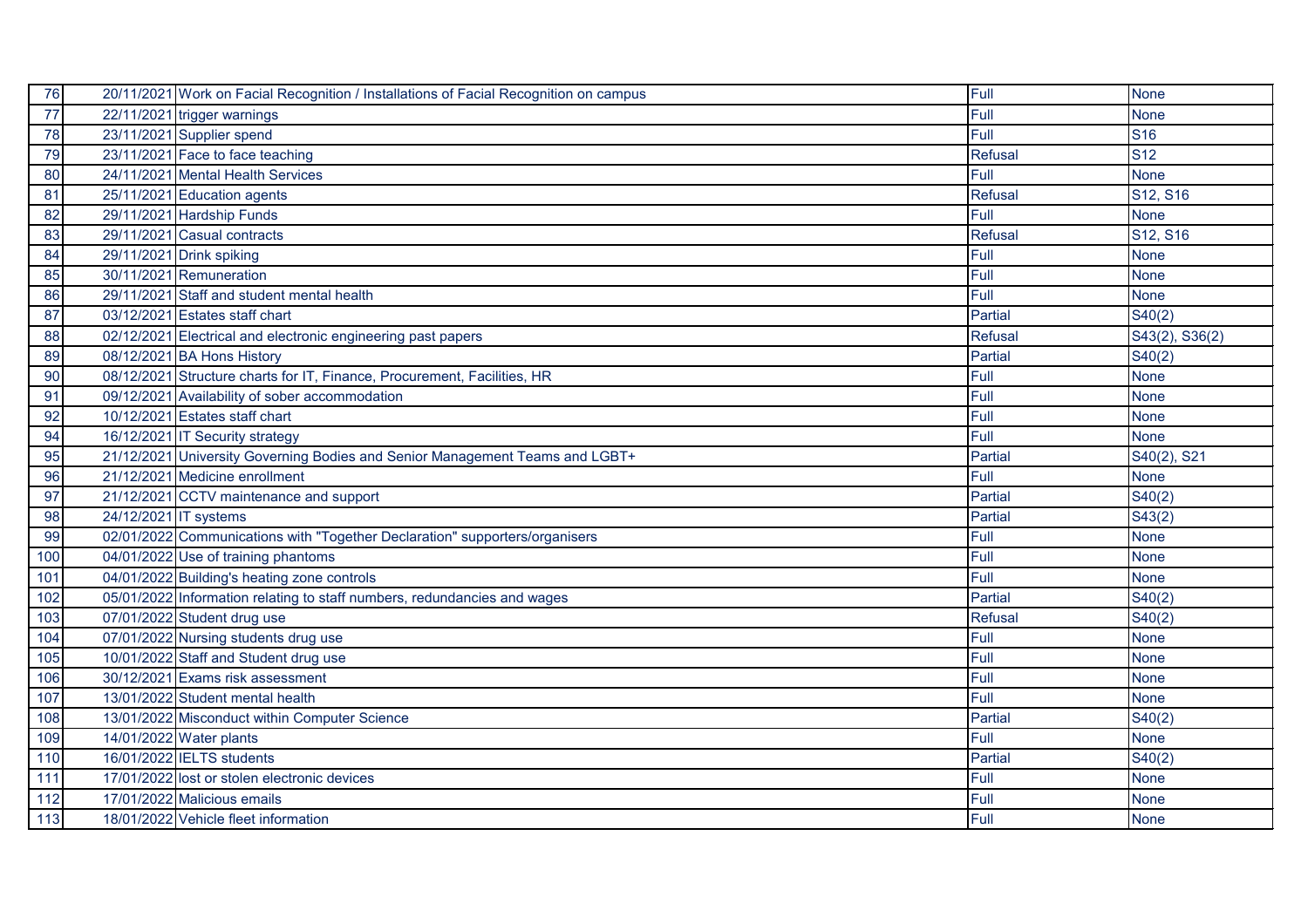| | | | | |
|---|---|---|---|---|
| 76 | 20/11/2021 | Work on Facial Recognition / Installations of Facial Recognition on campus | Full | None |
| 77 | 22/11/2021 | trigger warnings | Full | None |
| 78 | 23/11/2021 | Supplier spend | Full | S16 |
| 79 | 23/11/2021 | Face to face teaching | Refusal | S12 |
| 80 | 24/11/2021 | Mental Health Services | Full | None |
| 81 | 25/11/2021 | Education agents | Refusal | S12, S16 |
| 82 | 29/11/2021 | Hardship Funds | Full | None |
| 83 | 29/11/2021 | Casual contracts | Refusal | S12, S16 |
| 84 | 29/11/2021 | Drink spiking | Full | None |
| 85 | 30/11/2021 | Remuneration | Full | None |
| 86 | 29/11/2021 | Staff and student mental health | Full | None |
| 87 | 03/12/2021 | Estates staff chart | Partial | S40(2) |
| 88 | 02/12/2021 | Electrical and electronic engineering past papers | Refusal | S43(2), S36(2) |
| 89 | 08/12/2021 | BA Hons History | Partial | S40(2) |
| 90 | 08/12/2021 | Structure charts for IT, Finance, Procurement, Facilities, HR | Full | None |
| 91 | 09/12/2021 | Availability of sober accommodation | Full | None |
| 92 | 10/12/2021 | Estates staff chart | Full | None |
| 94 | 16/12/2021 | IT Security strategy | Full | None |
| 95 | 21/12/2021 | University Governing Bodies and Senior Management Teams and LGBT+ | Partial | S40(2), S21 |
| 96 | 21/12/2021 | Medicine enrollment | Full | None |
| 97 | 21/12/2021 | CCTV maintenance and support | Partial | S40(2) |
| 98 | 24/12/2021 | IT systems | Partial | S43(2) |
| 99 | 02/01/2022 | Communications with "Together Declaration" supporters/organisers | Full | None |
| 100 | 04/01/2022 | Use of training phantoms | Full | None |
| 101 | 04/01/2022 | Building's heating zone controls | Full | None |
| 102 | 05/01/2022 | Information relating to staff numbers, redundancies and wages | Partial | S40(2) |
| 103 | 07/01/2022 | Student drug use | Refusal | S40(2) |
| 104 | 07/01/2022 | Nursing students drug use | Full | None |
| 105 | 10/01/2022 | Staff and Student drug use | Full | None |
| 106 | 30/12/2021 | Exams risk assessment | Full | None |
| 107 | 13/01/2022 | Student mental health | Full | None |
| 108 | 13/01/2022 | Misconduct within Computer Science | Partial | S40(2) |
| 109 | 14/01/2022 | Water plants | Full | None |
| 110 | 16/01/2022 | IELTS students | Partial | S40(2) |
| 111 | 17/01/2022 | lost or stolen electronic devices | Full | None |
| 112 | 17/01/2022 | Malicious emails | Full | None |
| 113 | 18/01/2022 | Vehicle fleet information | Full | None |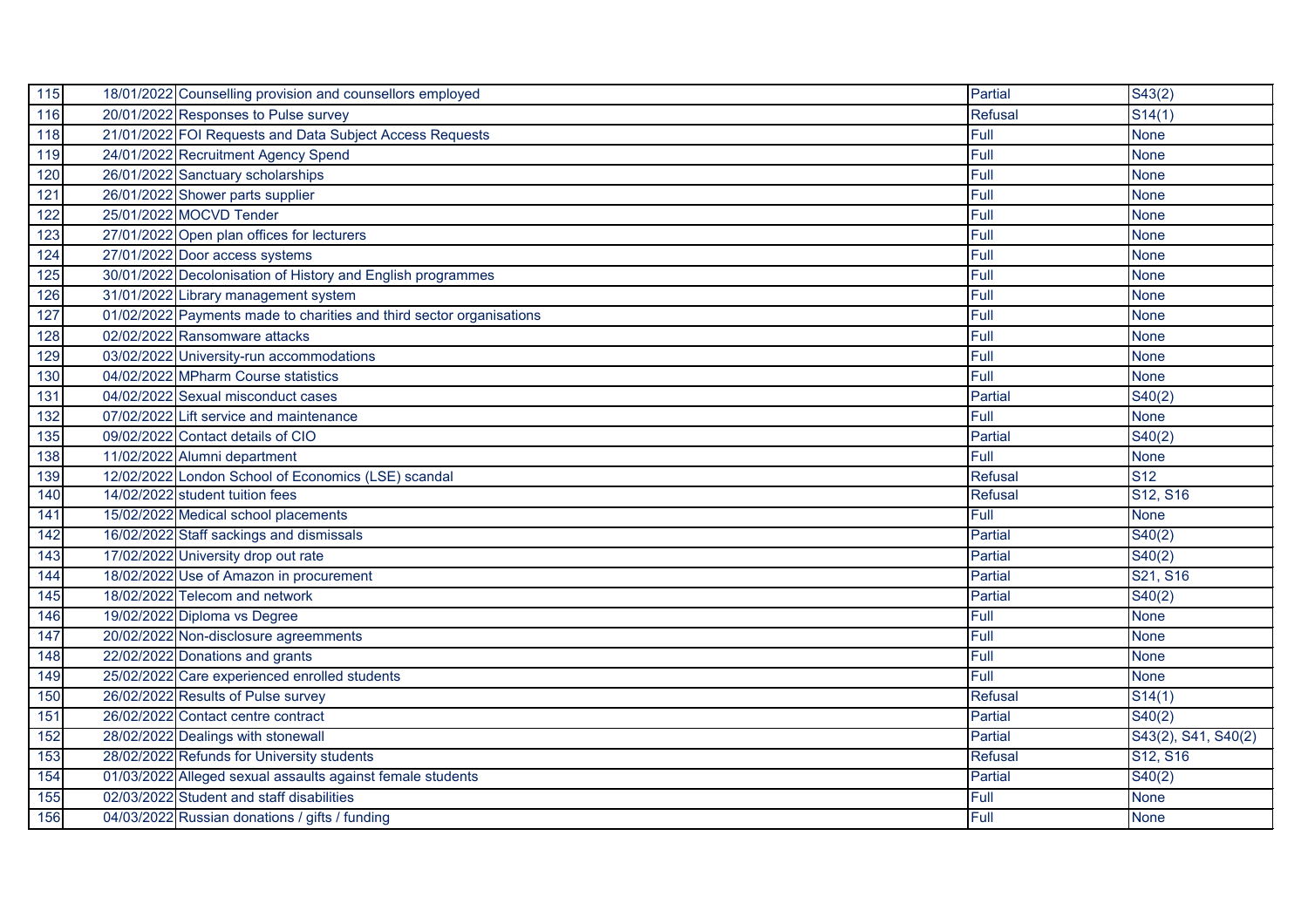| | | | | |
|---|---|---|---|---|
| 115 | 18/01/2022 | Counselling provision and counsellors employed | Partial | S43(2) |
| 116 | 20/01/2022 | Responses to Pulse survey | Refusal | S14(1) |
| 118 | 21/01/2022 | FOI Requests and Data Subject Access Requests | Full | None |
| 119 | 24/01/2022 | Recruitment Agency Spend | Full | None |
| 120 | 26/01/2022 | Sanctuary scholarships | Full | None |
| 121 | 26/01/2022 | Shower parts supplier | Full | None |
| 122 | 25/01/2022 | MOCVD Tender | Full | None |
| 123 | 27/01/2022 | Open plan offices for lecturers | Full | None |
| 124 | 27/01/2022 | Door access systems | Full | None |
| 125 | 30/01/2022 | Decolonisation of History and English programmes | Full | None |
| 126 | 31/01/2022 | Library management system | Full | None |
| 127 | 01/02/2022 | Payments made to charities and third sector organisations | Full | None |
| 128 | 02/02/2022 | Ransomware attacks | Full | None |
| 129 | 03/02/2022 | University-run accommodations | Full | None |
| 130 | 04/02/2022 | MPharm Course statistics | Full | None |
| 131 | 04/02/2022 | Sexual misconduct cases | Partial | S40(2) |
| 132 | 07/02/2022 | Lift service and maintenance | Full | None |
| 135 | 09/02/2022 | Contact details of CIO | Partial | S40(2) |
| 138 | 11/02/2022 | Alumni department | Full | None |
| 139 | 12/02/2022 | London School of Economics (LSE) scandal | Refusal | S12 |
| 140 | 14/02/2022 | student tuition fees | Refusal | S12, S16 |
| 141 | 15/02/2022 | Medical school placements | Full | None |
| 142 | 16/02/2022 | Staff sackings and dismissals | Partial | S40(2) |
| 143 | 17/02/2022 | University drop out rate | Partial | S40(2) |
| 144 | 18/02/2022 | Use of Amazon in procurement | Partial | S21, S16 |
| 145 | 18/02/2022 | Telecom and network | Partial | S40(2) |
| 146 | 19/02/2022 | Diploma vs Degree | Full | None |
| 147 | 20/02/2022 | Non-disclosure agreemments | Full | None |
| 148 | 22/02/2022 | Donations and grants | Full | None |
| 149 | 25/02/2022 | Care experienced enrolled students | Full | None |
| 150 | 26/02/2022 | Results of Pulse survey | Refusal | S14(1) |
| 151 | 26/02/2022 | Contact centre contract | Partial | S40(2) |
| 152 | 28/02/2022 | Dealings with stonewall | Partial | S43(2), S41, S40(2) |
| 153 | 28/02/2022 | Refunds for University students | Refusal | S12, S16 |
| 154 | 01/03/2022 | Alleged sexual assaults against female students | Partial | S40(2) |
| 155 | 02/03/2022 | Student and staff disabilities | Full | None |
| 156 | 04/03/2022 | Russian donations / gifts / funding | Full | None |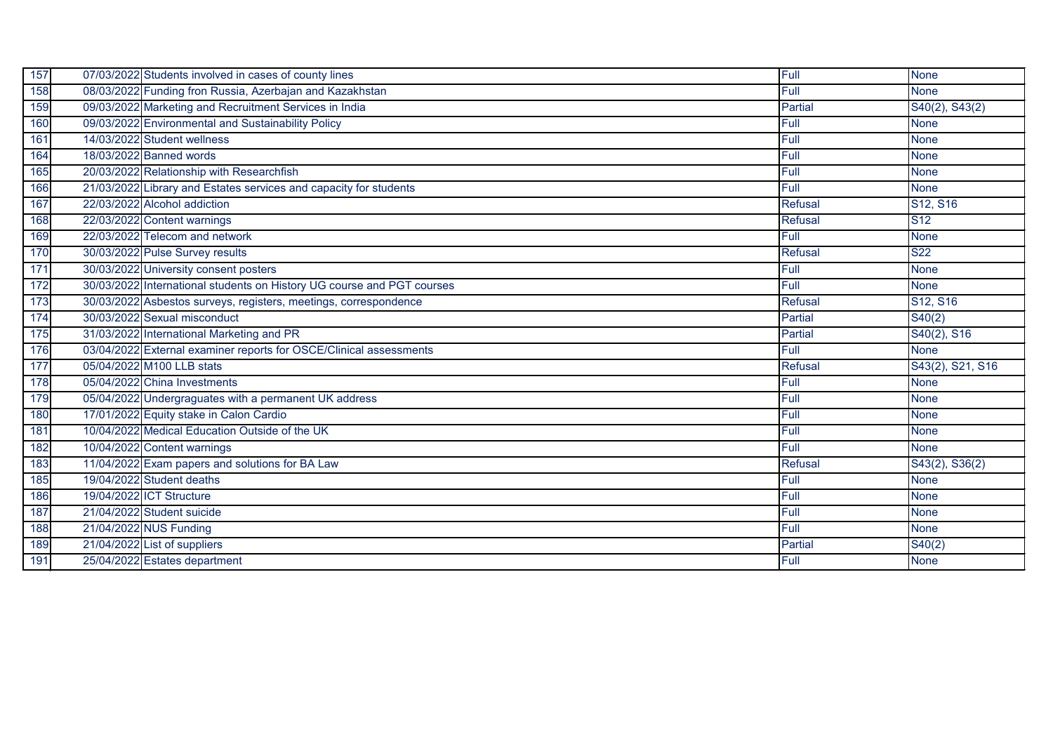| | | | | |
|---|---|---|---|---|
| 157 | 07/03/2022 | Students involved in cases of county lines | Full | None |
| 158 | 08/03/2022 | Funding fron Russia, Azerbajan and Kazakhstan | Full | None |
| 159 | 09/03/2022 | Marketing and Recruitment Services in India | Partial | S40(2), S43(2) |
| 160 | 09/03/2022 | Environmental and Sustainability Policy | Full | None |
| 161 | 14/03/2022 | Student wellness | Full | None |
| 164 | 18/03/2022 | Banned words | Full | None |
| 165 | 20/03/2022 | Relationship with Researchfish | Full | None |
| 166 | 21/03/2022 | Library and Estates services and capacity for students | Full | None |
| 167 | 22/03/2022 | Alcohol addiction | Refusal | S12, S16 |
| 168 | 22/03/2022 | Content warnings | Refusal | S12 |
| 169 | 22/03/2022 | Telecom and network | Full | None |
| 170 | 30/03/2022 | Pulse Survey results | Refusal | S22 |
| 171 | 30/03/2022 | University consent posters | Full | None |
| 172 | 30/03/2022 | International students on History UG course and PGT courses | Full | None |
| 173 | 30/03/2022 | Asbestos surveys, registers, meetings, correspondence | Refusal | S12, S16 |
| 174 | 30/03/2022 | Sexual misconduct | Partial | S40(2) |
| 175 | 31/03/2022 | International Marketing and PR | Partial | S40(2), S16 |
| 176 | 03/04/2022 | External examiner reports for OSCE/Clinical assessments | Full | None |
| 177 | 05/04/2022 | M100 LLB stats | Refusal | S43(2), S21, S16 |
| 178 | 05/04/2022 | China Investments | Full | None |
| 179 | 05/04/2022 | Undergraguates with a permanent UK address | Full | None |
| 180 | 17/01/2022 | Equity stake in Calon Cardio | Full | None |
| 181 | 10/04/2022 | Medical Education Outside of the UK | Full | None |
| 182 | 10/04/2022 | Content warnings | Full | None |
| 183 | 11/04/2022 | Exam papers and solutions for BA Law | Refusal | S43(2), S36(2) |
| 185 | 19/04/2022 | Student deaths | Full | None |
| 186 | 19/04/2022 | ICT Structure | Full | None |
| 187 | 21/04/2022 | Student suicide | Full | None |
| 188 | 21/04/2022 | NUS Funding | Full | None |
| 189 | 21/04/2022 | List of suppliers | Partial | S40(2) |
| 191 | 25/04/2022 | Estates department | Full | None |